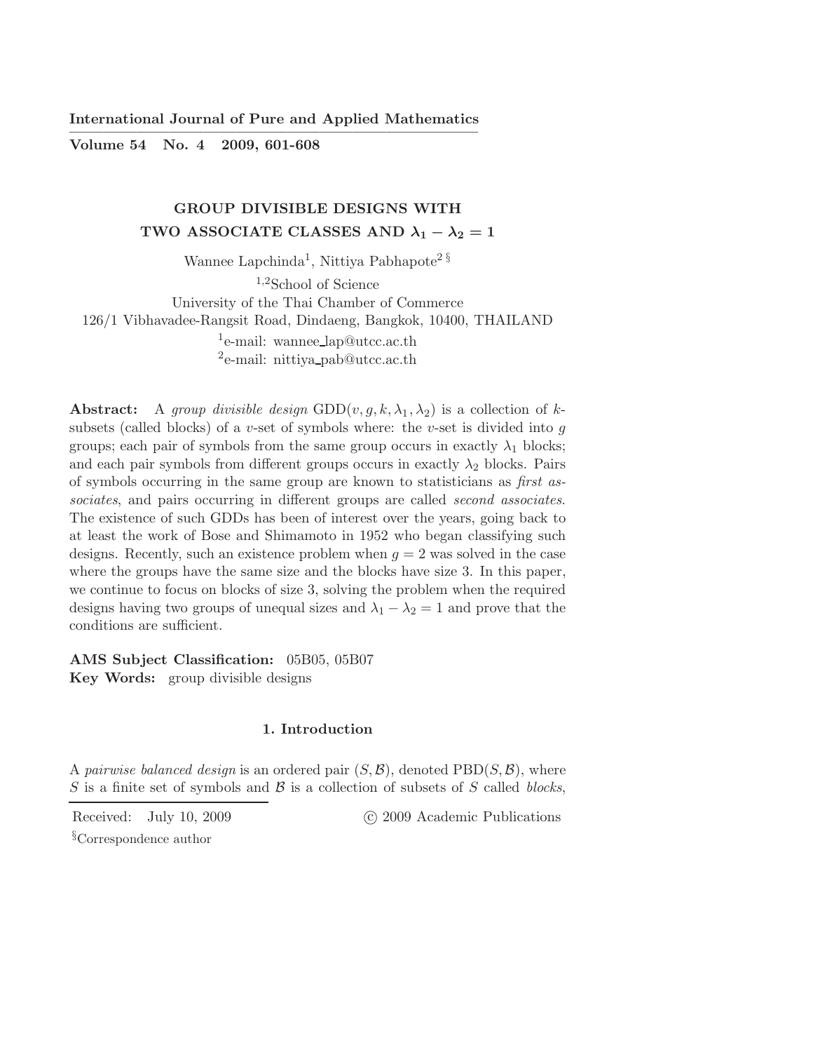# GROUP DIVISIBLE DESIGNS WITH TWO ASSOCIATE CLASSES AND $\lambda_1 - \lambda_2 = 1$

Wannee Lapchinda[1], Nittiya Pabhapote[2 §]

[1,2]School of Science
University of the Thai Chamber of Commerce
126/1 Vibhavadee-Rangsit Road, Dindaeng, Bangkok, 10400, THAILAND
[1]e-mail: wannee_lap@utcc.ac.th
[2]e-mail: nittiya_pab@utcc.ac.th

**Abstract:** A *group divisible design* $\text{GDD}(v, g, k, \lambda_1, \lambda_2)$ is a collection of $k$-subsets (called blocks) of a $v$-set of symbols where: the $v$-set is divided into $g$ groups; each pair of symbols from the same group occurs in exactly $\lambda_1$ blocks; and each pair symbols from different groups occurs in exactly $\lambda_2$ blocks. Pairs of symbols occurring in the same group are known to statisticians as *first associates*, and pairs occurring in different groups are called *second associates*. The existence of such GDDs has been of interest over the years, going back to at least the work of Bose and Shimamoto in 1952 who began classifying such designs. Recently, such an existence problem when $g = 2$ was solved in the case where the groups have the same size and the blocks have size 3. In this paper, we continue to focus on blocks of size 3, solving the problem when the required designs having two groups of unequal sizes and $\lambda_1 - \lambda_2 = 1$ and prove that the conditions are sufficient.

**AMS Subject Classification:** 05B05, 05B07
**Key Words:** group divisible designs

## 1. Introduction

A *pairwise balanced design* is an ordered pair $(S, \mathcal{B})$, denoted $\text{PBD}(S, \mathcal{B})$, where $S$ is a finite set of symbols and $\mathcal{B}$ is a collection of subsets of $S$ called *blocks*,

Received: July 10, 2009

© 2009 Academic Publications

§Correspondence author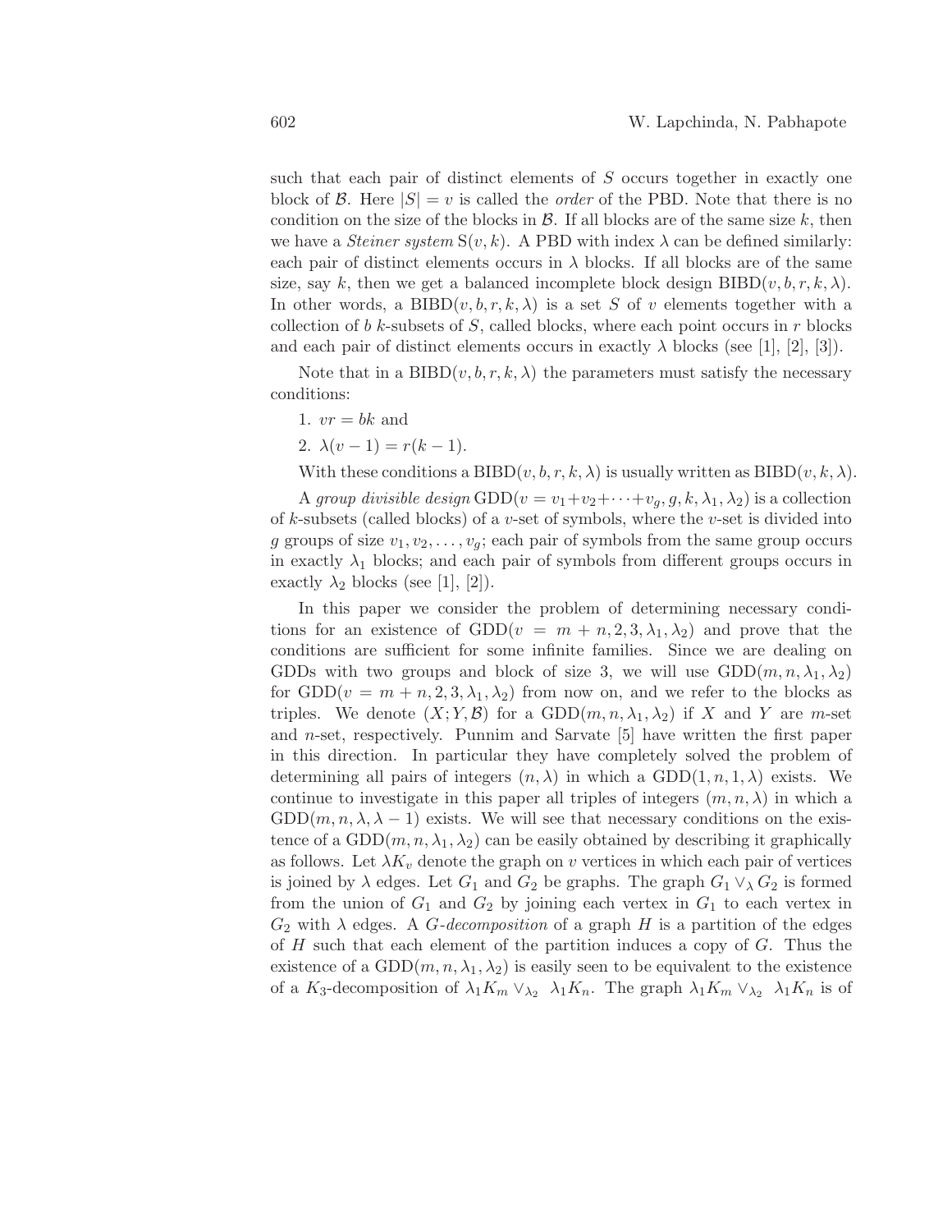such that each pair of distinct elements of $S$ occurs together in exactly one block of $\mathcal{B}$. Here $|S| = v$ is called the *order* of the PBD. Note that there is no condition on the size of the blocks in $\mathcal{B}$. If all blocks are of the same size $k$, then we have a *Steiner system* $\mathrm{S}(v, k)$. A PBD with index $\lambda$ can be defined similarly: each pair of distinct elements occurs in $\lambda$ blocks. If all blocks are of the same size, say $k$, then we get a balanced incomplete block design $\mathrm{BIBD}(v, b, r, k, \lambda)$. In other words, a $\mathrm{BIBD}(v, b, r, k, \lambda)$ is a set $S$ of $v$ elements together with a collection of $b$ $k$-subsets of $S$, called blocks, where each point occurs in $r$ blocks and each pair of distinct elements occurs in exactly $\lambda$ blocks (see [1], [2], [3]).

Note that in a $\mathrm{BIBD}(v, b, r, k, \lambda)$ the parameters must satisfy the necessary conditions:

1. $vr = bk$ and
2. $\lambda(v - 1) = r(k - 1)$.

With these conditions a $\mathrm{BIBD}(v, b, r, k, \lambda)$ is usually written as $\mathrm{BIBD}(v, k, \lambda)$.

A *group divisible design* $\mathrm{GDD}(v = v_1 + v_2 + \cdots + v_g, g, k, \lambda_1, \lambda_2)$ is a collection of $k$-subsets (called blocks) of a $v$-set of symbols, where the $v$-set is divided into $g$ groups of size $v_1, v_2, \ldots, v_g$; each pair of symbols from the same group occurs in exactly $\lambda_1$ blocks; and each pair of symbols from different groups occurs in exactly $\lambda_2$ blocks (see [1], [2]).

In this paper we consider the problem of determining necessary conditions for an existence of $\mathrm{GDD}(v = m + n, 2, 3, \lambda_1, \lambda_2)$ and prove that the conditions are sufficient for some infinite families. Since we are dealing on GDDs with two groups and block of size 3, we will use $\mathrm{GDD}(m, n, \lambda_1, \lambda_2)$ for $\mathrm{GDD}(v = m + n, 2, 3, \lambda_1, \lambda_2)$ from now on, and we refer to the blocks as triples. We denote $(X; Y, \mathcal{B})$ for a $\mathrm{GDD}(m, n, \lambda_1, \lambda_2)$ if $X$ and $Y$ are $m$-set and $n$-set, respectively. Punnim and Sarvate [5] have written the first paper in this direction. In particular they have completely solved the problem of determining all pairs of integers $(n, \lambda)$ in which a $\mathrm{GDD}(1, n, 1, \lambda)$ exists. We continue to investigate in this paper all triples of integers $(m, n, \lambda)$ in which a $\mathrm{GDD}(m, n, \lambda, \lambda - 1)$ exists. We will see that necessary conditions on the existence of a $\mathrm{GDD}(m, n, \lambda_1, \lambda_2)$ can be easily obtained by describing it graphically as follows. Let $\lambda K_v$ denote the graph on $v$ vertices in which each pair of vertices is joined by $\lambda$ edges. Let $G_1$ and $G_2$ be graphs. The graph $G_1 \vee_\lambda G_2$ is formed from the union of $G_1$ and $G_2$ by joining each vertex in $G_1$ to each vertex in $G_2$ with $\lambda$ edges. A *$G$-decomposition* of a graph $H$ is a partition of the edges of $H$ such that each element of the partition induces a copy of $G$. Thus the existence of a $\mathrm{GDD}(m, n, \lambda_1, \lambda_2)$ is easily seen to be equivalent to the existence of a $K_3$-decomposition of $\lambda_1 K_m \vee_{\lambda_2} \lambda_1 K_n$. The graph $\lambda_1 K_m \vee_{\lambda_2} \lambda_1 K_n$ is of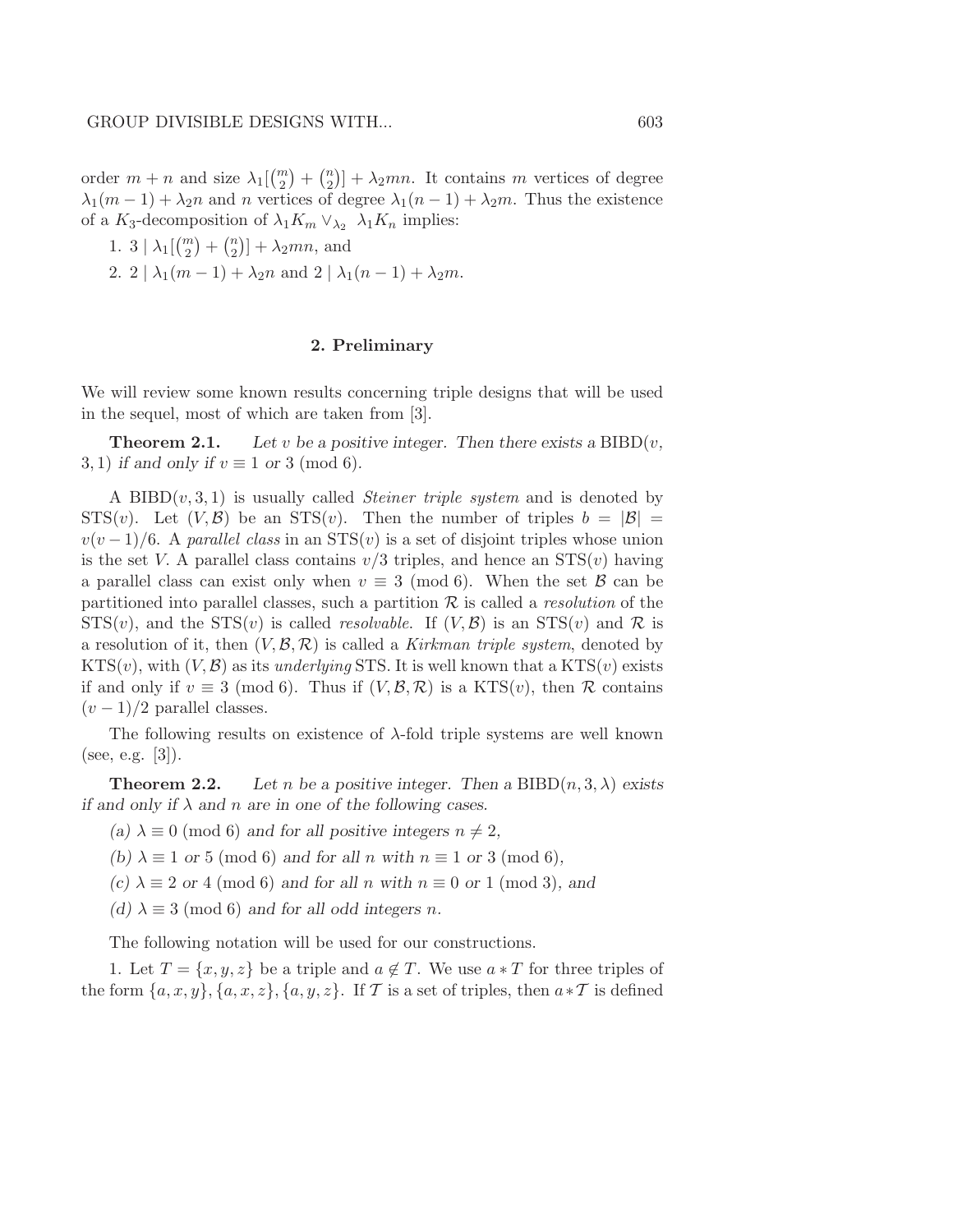order $m+n$ and size $\lambda_1[\binom{m}{2}+\binom{n}{2}]+\lambda_2 mn$. It contains $m$ vertices of degree $\lambda_1(m-1)+\lambda_2 n$ and $n$ vertices of degree $\lambda_1(n-1)+\lambda_2 m$. Thus the existence of a $K_3$-decomposition of $\lambda_1 K_m \vee_{\lambda_2} \lambda_1 K_n$ implies:

1. $3 \mid \lambda_1[\binom{m}{2}+\binom{n}{2}]+\lambda_2 mn$, and
2. $2 \mid \lambda_1(m-1)+\lambda_2 n$ and $2 \mid \lambda_1(n-1)+\lambda_2 m$.

## 2. Preliminary

We will review some known results concerning triple designs that will be used in the sequel, most of which are taken from [3].

**Theorem 2.1.** *Let $v$ be a positive integer. Then there exists a* $\mathrm{BIBD}(v, 3, 1)$ *if and only if* $v \equiv 1$ *or* $3 \pmod 6$.

A $\mathrm{BIBD}(v,3,1)$ is usually called *Steiner triple system* and is denoted by $\mathrm{STS}(v)$. Let $(V,\mathcal{B})$ be an $\mathrm{STS}(v)$. Then the number of triples $b=|\mathcal{B}|=v(v-1)/6$. A *parallel class* in an $\mathrm{STS}(v)$ is a set of disjoint triples whose union is the set $V$. A parallel class contains $v/3$ triples, and hence an $\mathrm{STS}(v)$ having a parallel class can exist only when $v \equiv 3 \pmod 6$. When the set $\mathcal{B}$ can be partitioned into parallel classes, such a partition $\mathcal{R}$ is called a *resolution* of the $\mathrm{STS}(v)$, and the $\mathrm{STS}(v)$ is called *resolvable*. If $(V,\mathcal{B})$ is an $\mathrm{STS}(v)$ and $\mathcal{R}$ is a resolution of it, then $(V,\mathcal{B},\mathcal{R})$ is called a *Kirkman triple system*, denoted by $\mathrm{KTS}(v)$, with $(V,\mathcal{B})$ as its *underlying* STS. It is well known that a $\mathrm{KTS}(v)$ exists if and only if $v \equiv 3 \pmod 6$. Thus if $(V,\mathcal{B},\mathcal{R})$ is a $\mathrm{KTS}(v)$, then $\mathcal{R}$ contains $(v-1)/2$ parallel classes.

The following results on existence of $\lambda$-fold triple systems are well known (see, e.g. [3]).

**Theorem 2.2.** *Let $n$ be a positive integer. Then a* $\mathrm{BIBD}(n,3,\lambda)$ *exists if and only if $\lambda$ and $n$ are in one of the following cases.*

*(a)* $\lambda \equiv 0 \pmod 6$ *and for all positive integers* $n \neq 2$,

*(b)* $\lambda \equiv 1$ *or* $5 \pmod 6$ *and for all $n$ with* $n \equiv 1$ *or* $3 \pmod 6$,

*(c)* $\lambda \equiv 2$ *or* $4 \pmod 6$ *and for all $n$ with* $n \equiv 0$ *or* $1 \pmod 3$, *and*

*(d)* $\lambda \equiv 3 \pmod 6$ *and for all odd integers $n$.*

The following notation will be used for our constructions.

1. Let $T=\{x,y,z\}$ be a triple and $a \notin T$. We use $a * T$ for three triples of the form $\{a,x,y\},\{a,x,z\},\{a,y,z\}$. If $\mathcal{T}$ is a set of triples, then $a * \mathcal{T}$ is defined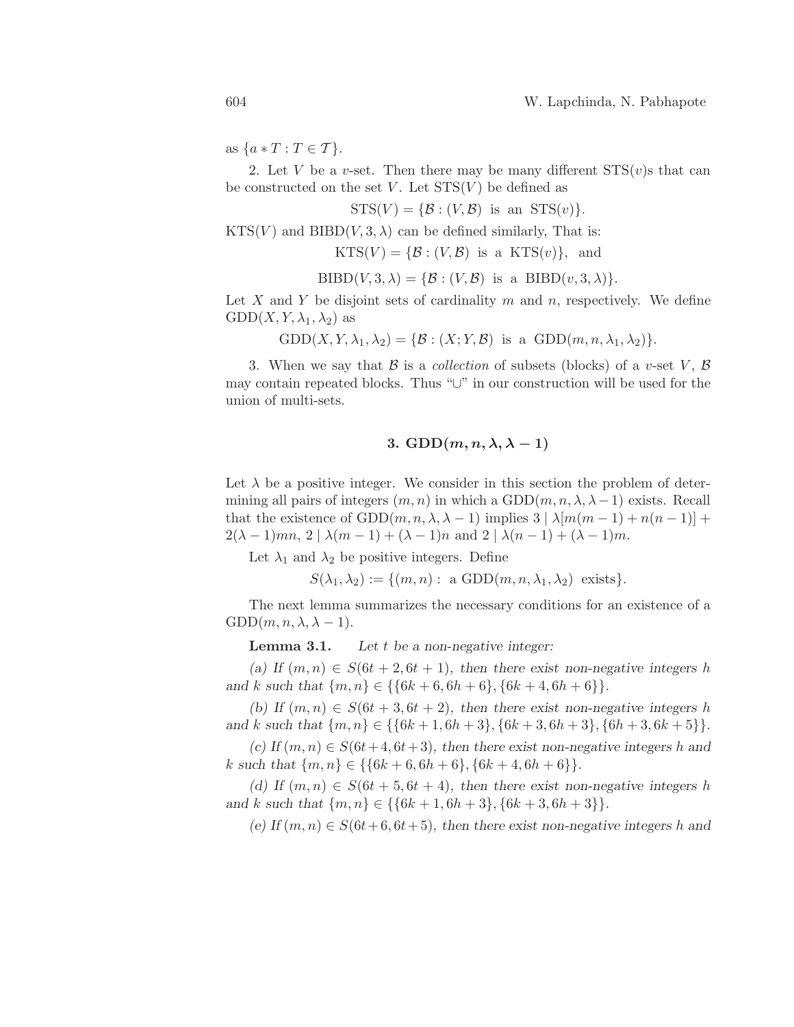as $\{a * T : T \in \mathcal{T}\}$.

2. Let $V$ be a $v$-set. Then there may be many different STS($v$)s that can be constructed on the set $V$. Let STS($V$) be defined as

$$\mathrm{STS}(V) = \{\mathcal{B} : (V, \mathcal{B}) \text{ is an } \mathrm{STS}(v)\}.$$

KTS($V$) and BIBD($V, 3, \lambda$) can be defined similarly, That is:

$$\mathrm{KTS}(V) = \{\mathcal{B} : (V, \mathcal{B}) \text{ is a } \mathrm{KTS}(v)\}, \text{ and}$$

$$\mathrm{BIBD}(V, 3, \lambda) = \{\mathcal{B} : (V, \mathcal{B}) \text{ is a } \mathrm{BIBD}(v, 3, \lambda)\}.$$

Let $X$ and $Y$ be disjoint sets of cardinality $m$ and $n$, respectively. We define $\mathrm{GDD}(X, Y, \lambda_1, \lambda_2)$ as

$$\mathrm{GDD}(X, Y, \lambda_1, \lambda_2) = \{\mathcal{B} : (X; Y, \mathcal{B}) \text{ is a } \mathrm{GDD}(m, n, \lambda_1, \lambda_2)\}.$$

3. When we say that $\mathcal{B}$ is a *collection* of subsets (blocks) of a $v$-set $V$, $\mathcal{B}$ may contain repeated blocks. Thus "$\cup$" in our construction will be used for the union of multi-sets.

## 3. $\mathrm{GDD}(m, n, \lambda, \lambda - 1)$

Let $\lambda$ be a positive integer. We consider in this section the problem of determining all pairs of integers $(m, n)$ in which a $\mathrm{GDD}(m, n, \lambda, \lambda - 1)$ exists. Recall that the existence of $\mathrm{GDD}(m, n, \lambda, \lambda - 1)$ implies $3 \mid \lambda[m(m-1) + n(n-1)] + 2(\lambda - 1)mn$, $2 \mid \lambda(m-1) + (\lambda - 1)n$ and $2 \mid \lambda(n-1) + (\lambda - 1)m$.

Let $\lambda_1$ and $\lambda_2$ be positive integers. Define

$$S(\lambda_1, \lambda_2) := \{(m, n) : \text{ a } \mathrm{GDD}(m, n, \lambda_1, \lambda_2) \text{ exists}\}.$$

The next lemma summarizes the necessary conditions for an existence of a $\mathrm{GDD}(m, n, \lambda, \lambda - 1)$.

**Lemma 3.1.** *Let $t$ be a non-negative integer:*

*(a) If $(m, n) \in S(6t + 2, 6t + 1)$, then there exist non-negative integers $h$ and $k$ such that $\{m, n\} \in \{\{6k + 6, 6h + 6\}, \{6k + 4, 6h + 6\}\}$.*

*(b) If $(m, n) \in S(6t + 3, 6t + 2)$, then there exist non-negative integers $h$ and $k$ such that $\{m, n\} \in \{\{6k + 1, 6h + 3\}, \{6k + 3, 6h + 3\}, \{6h + 3, 6k + 5\}\}$.*

*(c) If $(m, n) \in S(6t + 4, 6t + 3)$, then there exist non-negative integers $h$ and $k$ such that $\{m, n\} \in \{\{6k + 6, 6h + 6\}, \{6k + 4, 6h + 6\}\}$.*

*(d) If $(m, n) \in S(6t + 5, 6t + 4)$, then there exist non-negative integers $h$ and $k$ such that $\{m, n\} \in \{\{6k + 1, 6h + 3\}, \{6k + 3, 6h + 3\}\}$.*

*(e) If $(m, n) \in S(6t + 6, 6t + 5)$, then there exist non-negative integers $h$ and*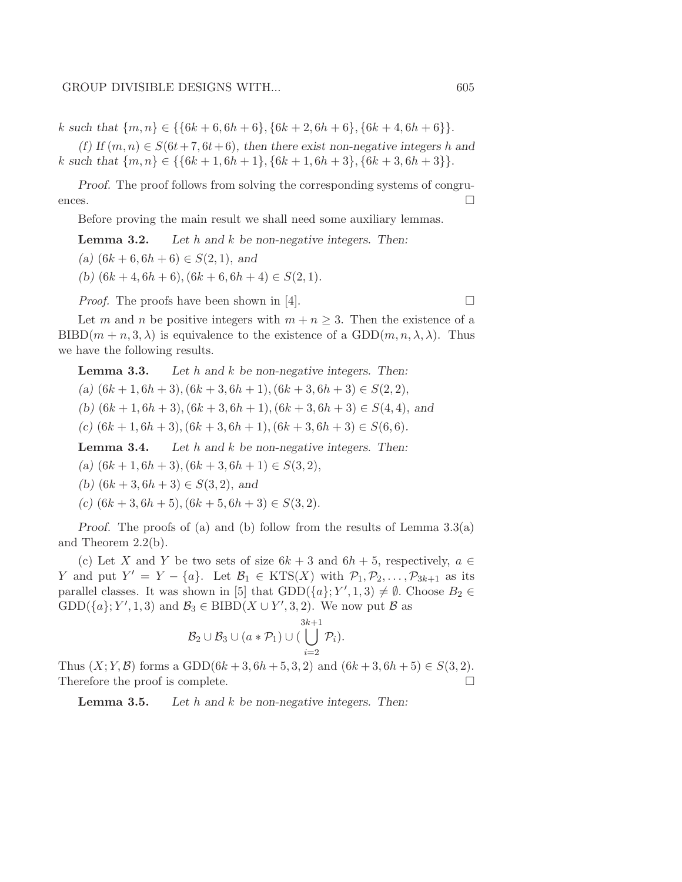*k such that* $\{m, n\} \in \{\{6k+6, 6h+6\}, \{6k+2, 6h+6\}, \{6k+4, 6h+6\}\}$.

*(f) If* $(m, n) \in S(6t+7, 6t+6)$*, then there exist non-negative integers h and k such that* $\{m, n\} \in \{\{6k+1, 6h+1\}, \{6k+1, 6h+3\}, \{6k+3, 6h+3\}\}$.

*Proof.* The proof follows from solving the corresponding systems of congruences. □

Before proving the main result we shall need some auxiliary lemmas.

**Lemma 3.2.** *Let h and k be non-negative integers. Then:*

*(a)* $(6k+6, 6h+6) \in S(2, 1)$*, and*

*(b)* $(6k+4, 6h+6), (6k+6, 6h+4) \in S(2, 1)$.

*Proof.* The proofs have been shown in [4]. □

Let $m$ and $n$ be positive integers with $m + n \geq 3$. Then the existence of a BIBD$(m + n, 3, \lambda)$ is equivalence to the existence of a GDD$(m, n, \lambda, \lambda)$. Thus we have the following results.

**Lemma 3.3.** *Let h and k be non-negative integers. Then:*

*(a)* $(6k+1, 6h+3), (6k+3, 6h+1), (6k+3, 6h+3) \in S(2, 2)$,

*(b)* $(6k+1, 6h+3), (6k+3, 6h+1), (6k+3, 6h+3) \in S(4, 4)$*, and*

*(c)* $(6k+1, 6h+3), (6k+3, 6h+1), (6k+3, 6h+3) \in S(6, 6)$.

**Lemma 3.4.** *Let h and k be non-negative integers. Then:*

*(a)* $(6k+1, 6h+3), (6k+3, 6h+1) \in S(3, 2)$,

*(b)* $(6k+3, 6h+3) \in S(3, 2)$*, and*

*(c)* $(6k+3, 6h+5), (6k+5, 6h+3) \in S(3, 2)$.

*Proof.* The proofs of (a) and (b) follow from the results of Lemma 3.3(a) and Theorem 2.2(b).

(c) Let $X$ and $Y$ be two sets of size $6k + 3$ and $6h + 5$, respectively, $a \in Y$ and put $Y' = Y - \{a\}$. Let $\mathcal{B}_1 \in \text{KTS}(X)$ with $\mathcal{P}_1, \mathcal{P}_2, \ldots, \mathcal{P}_{3k+1}$ as its parallel classes. It was shown in [5] that $\text{GDD}(\{a\}; Y', 1, 3) \neq \emptyset$. Choose $B_2 \in \text{GDD}(\{a\}; Y', 1, 3)$ and $\mathcal{B}_3 \in \text{BIBD}(X \cup Y', 3, 2)$. We now put $\mathcal{B}$ as

$$\mathcal{B}_2 \cup \mathcal{B}_3 \cup (a * \mathcal{P}_1) \cup (\bigcup_{i=2}^{3k+1} \mathcal{P}_i).$$

Thus $(X; Y, \mathcal{B})$ forms a GDD$(6k + 3, 6h + 5, 3, 2)$ and $(6k + 3, 6h + 5) \in S(3, 2)$. Therefore the proof is complete. □

**Lemma 3.5.** *Let h and k be non-negative integers. Then:*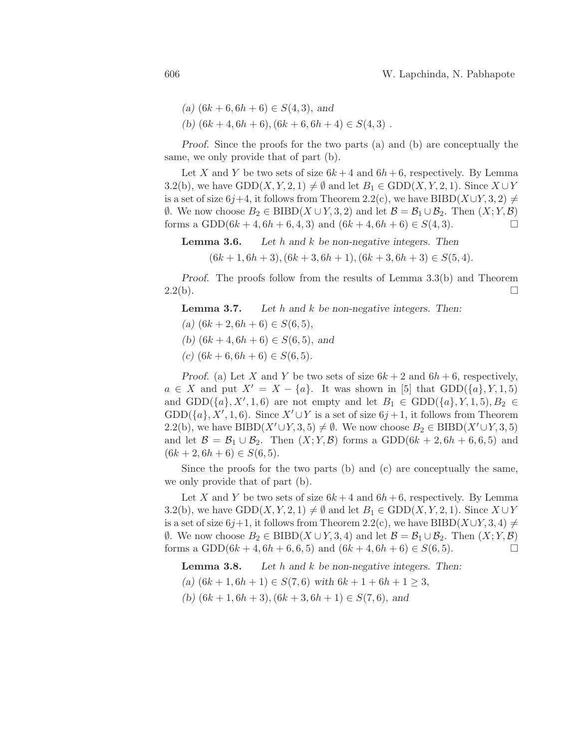*(a)* $(6k+6, 6h+6) \in S(4,3)$, *and*

*(b)* $(6k+4, 6h+6), (6k+6, 6h+4) \in S(4,3)$ .

*Proof.* Since the proofs for the two parts (a) and (b) are conceptually the same, we only provide that of part (b).

Let $X$ and $Y$ be two sets of size $6k+4$ and $6h+6$, respectively. By Lemma 3.2(b), we have $\mathrm{GDD}(X, Y, 2, 1) \neq \emptyset$ and let $B_1 \in \mathrm{GDD}(X, Y, 2, 1)$. Since $X \cup Y$ is a set of size $6j+4$, it follows from Theorem 2.2(c), we have $\mathrm{BIBD}(X \cup Y, 3, 2) \neq \emptyset$. We now choose $B_2 \in \mathrm{BIBD}(X \cup Y, 3, 2)$ and let $\mathcal{B} = \mathcal{B}_1 \cup \mathcal{B}_2$. Then $(X; Y, \mathcal{B})$ forms a $\mathrm{GDD}(6k+4, 6h+6, 4, 3)$ and $(6k+4, 6h+6) \in S(4,3)$. □

**Lemma 3.6.** *Let $h$ and $k$ be non-negative integers. Then*

$$(6k+1, 6h+3), (6k+3, 6h+1), (6k+3, 6h+3) \in S(5,4).$$

*Proof.* The proofs follow from the results of Lemma 3.3(b) and Theorem 2.2(b). □

**Lemma 3.7.** *Let $h$ and $k$ be non-negative integers. Then:*

*(a)* $(6k+2, 6h+6) \in S(6,5)$,

*(b)* $(6k+4, 6h+6) \in S(6,5)$, *and*

*(c)* $(6k+6, 6h+6) \in S(6,5)$.

*Proof.* (a) Let $X$ and $Y$ be two sets of size $6k+2$ and $6h+6$, respectively, $a \in X$ and put $X' = X - \{a\}$. It was shown in [5] that $\mathrm{GDD}(\{a\}, Y, 1, 5)$ and $\mathrm{GDD}(\{a\}, X', 1, 6)$ are not empty and let $B_1 \in \mathrm{GDD}(\{a\}, Y, 1, 5), B_2 \in \mathrm{GDD}(\{a\}, X', 1, 6)$. Since $X' \cup Y$ is a set of size $6j+1$, it follows from Theorem 2.2(b), we have $\mathrm{BIBD}(X' \cup Y, 3, 5) \neq \emptyset$. We now choose $B_2 \in \mathrm{BIBD}(X' \cup Y, 3, 5)$ and let $\mathcal{B} = \mathcal{B}_1 \cup \mathcal{B}_2$. Then $(X; Y, \mathcal{B})$ forms a $\mathrm{GDD}(6k+2, 6h+6, 6, 5)$ and $(6k+2, 6h+6) \in S(6,5)$.

Since the proofs for the two parts (b) and (c) are conceptually the same, we only provide that of part (b).

Let $X$ and $Y$ be two sets of size $6k+4$ and $6h+6$, respectively. By Lemma 3.2(b), we have $\mathrm{GDD}(X, Y, 2, 1) \neq \emptyset$ and let $B_1 \in \mathrm{GDD}(X, Y, 2, 1)$. Since $X \cup Y$ is a set of size $6j+1$, it follows from Theorem 2.2(c), we have $\mathrm{BIBD}(X \cup Y, 3, 4) \neq \emptyset$. We now choose $B_2 \in \mathrm{BIBD}(X \cup Y, 3, 4)$ and let $\mathcal{B} = \mathcal{B}_1 \cup \mathcal{B}_2$. Then $(X; Y, \mathcal{B})$ forms a $\mathrm{GDD}(6k+4, 6h+6, 6, 5)$ and $(6k+4, 6h+6) \in S(6,5)$. □

**Lemma 3.8.** *Let $h$ and $k$ be non-negative integers. Then:*

*(a)* $(6k+1, 6h+1) \in S(7,6)$ *with* $6k+1+6h+1 \geq 3$,

*(b)* $(6k+1, 6h+3), (6k+3, 6h+1) \in S(7,6)$, *and*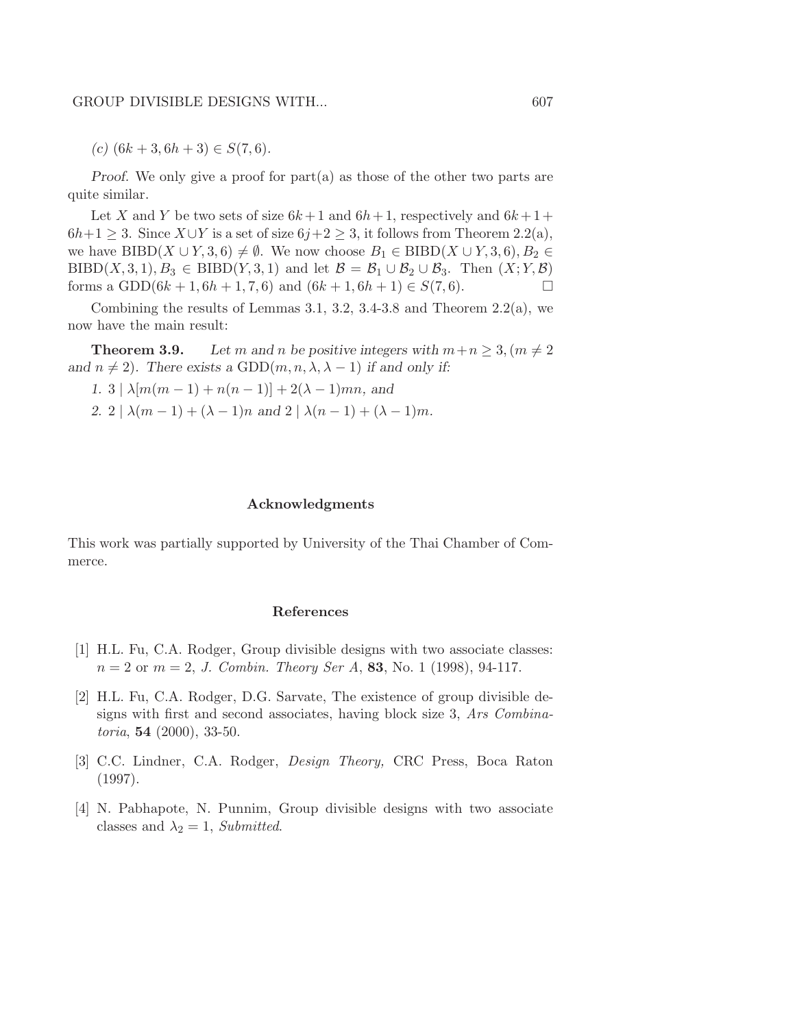*(c)* $(6k+3, 6h+3) \in S(7,6)$.

*Proof.* We only give a proof for part(a) as those of the other two parts are quite similar.

Let $X$ and $Y$ be two sets of size $6k+1$ and $6h+1$, respectively and $6k+1+6h+1 \geq 3$. Since $X \cup Y$ is a set of size $6j+2 \geq 3$, it follows from Theorem 2.2(a), we have $\text{BIBD}(X \cup Y, 3, 6) \neq \emptyset$. We now choose $B_1 \in \text{BIBD}(X \cup Y, 3, 6), B_2 \in \text{BIBD}(X, 3, 1), B_3 \in \text{BIBD}(Y, 3, 1)$ and let $\mathcal{B} = \mathcal{B}_1 \cup \mathcal{B}_2 \cup \mathcal{B}_3$. Then $(X; Y, \mathcal{B})$ forms a $\text{GDD}(6k+1, 6h+1, 7, 6)$ and $(6k+1, 6h+1) \in S(7,6)$. □

Combining the results of Lemmas 3.1, 3.2, 3.4-3.8 and Theorem 2.2(a), we now have the main result:

**Theorem 3.9.** *Let $m$ and $n$ be positive integers with $m+n \geq 3, (m \neq 2$ and $n \neq 2)$. There exists a $\text{GDD}(m, n, \lambda, \lambda-1)$ if and only if:*

*1.* $3 \mid \lambda[m(m-1) + n(n-1)] + 2(\lambda-1)mn$, *and*

*2.* $2 \mid \lambda(m-1) + (\lambda-1)n$ *and* $2 \mid \lambda(n-1) + (\lambda-1)m$.

## Acknowledgments

This work was partially supported by University of the Thai Chamber of Commerce.

## References

[1] H.L. Fu, C.A. Rodger, Group divisible designs with two associate classes: $n=2$ or $m=2$, *J. Combin. Theory Ser A*, **83**, No. 1 (1998), 94-117.

[2] H.L. Fu, C.A. Rodger, D.G. Sarvate, The existence of group divisible designs with first and second associates, having block size 3, *Ars Combinatoria*, **54** (2000), 33-50.

[3] C.C. Lindner, C.A. Rodger, *Design Theory,* CRC Press, Boca Raton (1997).

[4] N. Pabhapote, N. Punnim, Group divisible designs with two associate classes and $\lambda_2 = 1$, *Submitted*.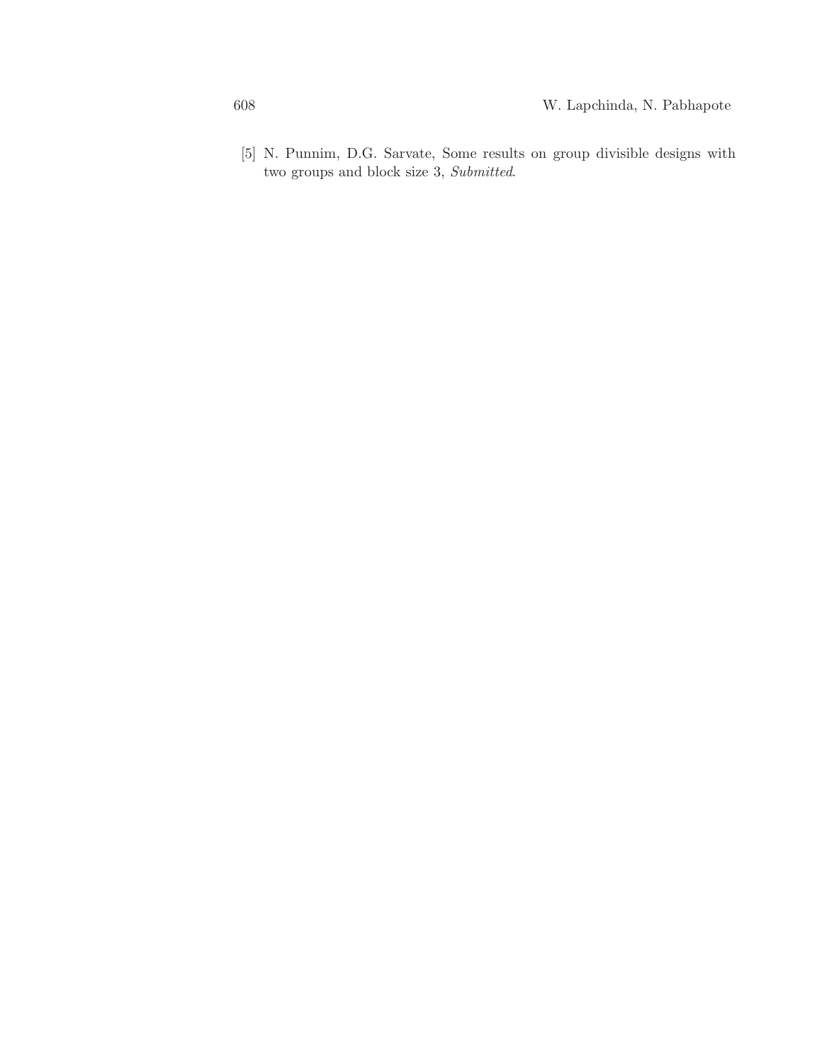[5] N. Punnim, D.G. Sarvate, Some results on group divisible designs with two groups and block size 3, *Submitted*.